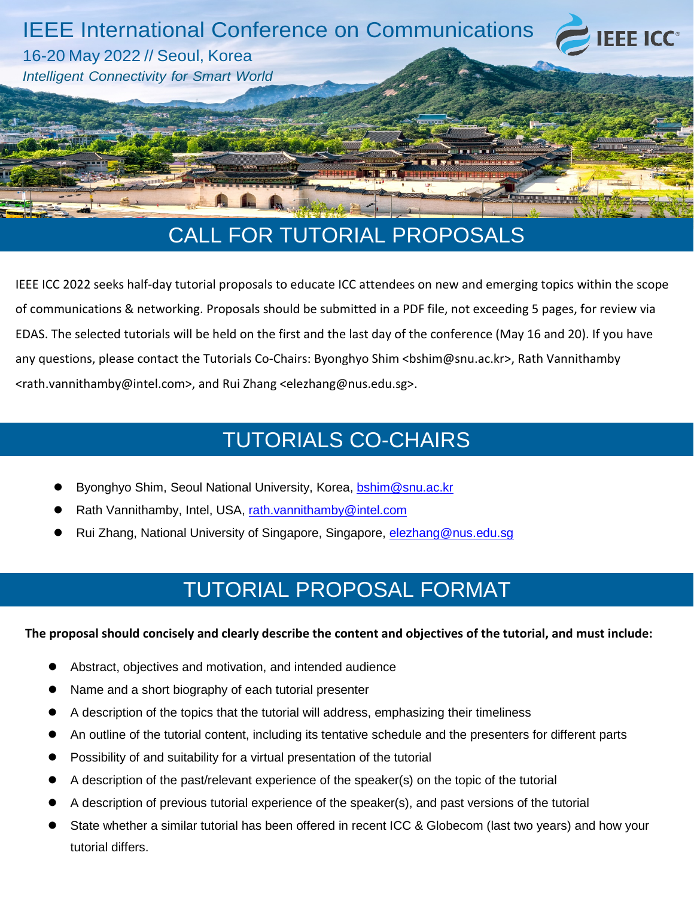# IEEE International Conference on Communications

16-20 May 2022 // Seoul, Korea

*Intelligent Connectivity for Smart World*

IEEE ICC®

## CALL FOR TUTORIAL PROPOSALS

IEEE ICC 2022 seeks half-day tutorial proposals to educate ICC attendees on new and emerging topics within the scope of communications & networking. Proposals should be submitted in a PDF file, not exceeding 5 pages, for review via EDAS. The selected tutorials will be held on the first and the last day of the conference (May 16 and 20). If you have any questions, please contact the Tutorials Co-Chairs: Byonghyo Shim <bshim@snu.ac.kr>, Rath Vannithamby <rath.vannithamby@intel.com>, and Rui Zhang <elezhang@nus.edu.sg>.

## TUTORIALS CO-CHAIRS

- Byonghyo Shim, Seoul National University, Korea, bshim@snu.ac.kr
- Rath Vannithamby, Intel, USA, rath.vannithamby@intel.com
- Rui Zhang, National University of Singapore, Singapore, elezhang@nus.edu.sg

## TUTORIAL PROPOSAL FORMAT

**The proposal should concisely and clearly describe the content and objectives of the tutorial, and must include:**

- Abstract, objectives and motivation, and intended audience
- Name and a short biography of each tutorial presenter
- A description of the topics that the tutorial will address, emphasizing their timeliness
- An outline of the tutorial content, including its tentative schedule and the presenters for different parts
- Possibility of and suitability for a virtual presentation of the tutorial
- A description of the past/relevant experience of the speaker(s) on the topic of the tutorial
- A description of previous tutorial experience of the speaker(s), and past versions of the tutorial
- State whether a similar tutorial has been offered in recent ICC & Globecom (last two years) and how your tutorial differs.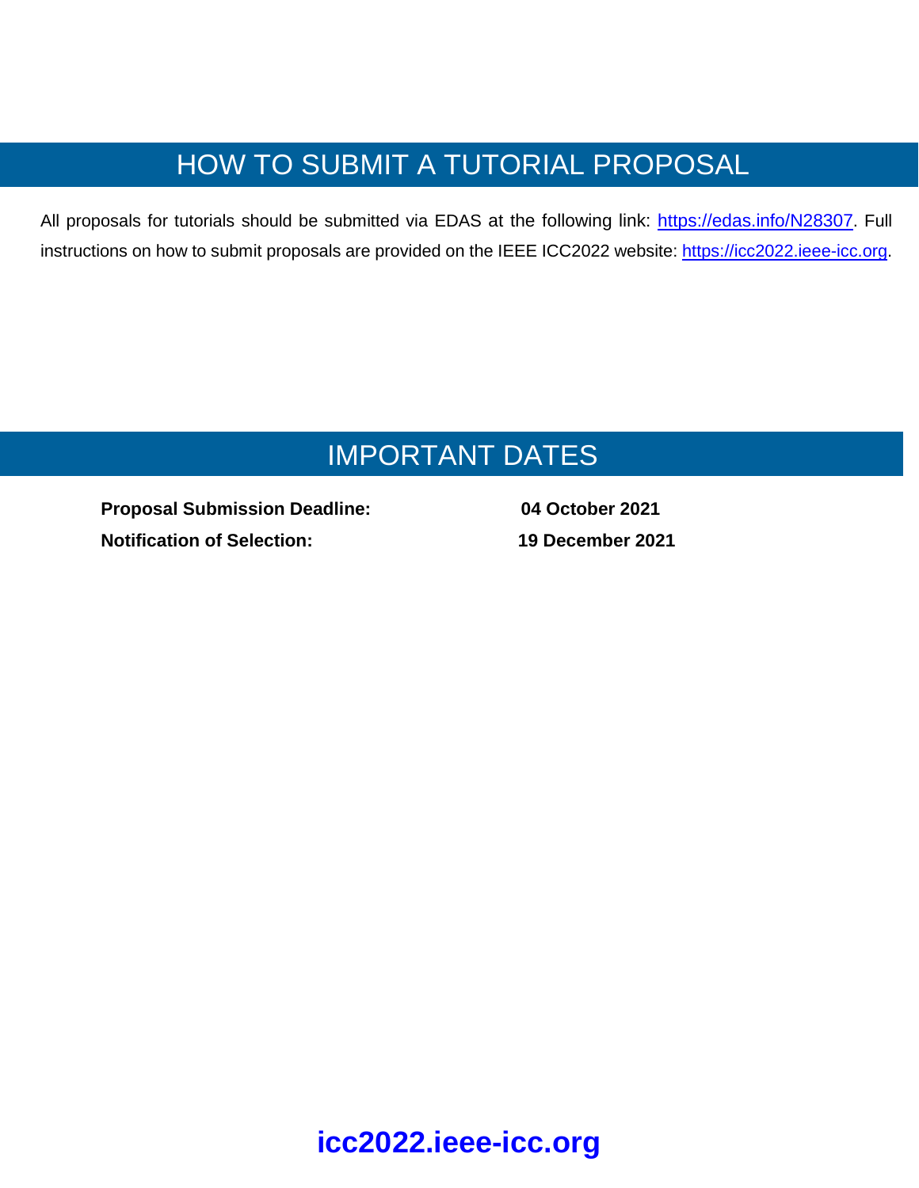## HOW TO SUBMIT A TUTORIAL PROPOSAL

All proposals for tutorials should be submitted via EDAS at the following link: [https://edas.info/N28307](https://edas.info/N28307). Full instructions on how to submit proposals are provided on the IEEE ICC2022 website: [https://icc2022.ieee-icc.org](https://icc2022.ieee-icc.org).

## IMPORTANT DATES

**Proposal Submission Deadline:** **04 October 2021**

**Notification of Selection:** **19 December 2021**

**icc2022.ieee-icc.org**